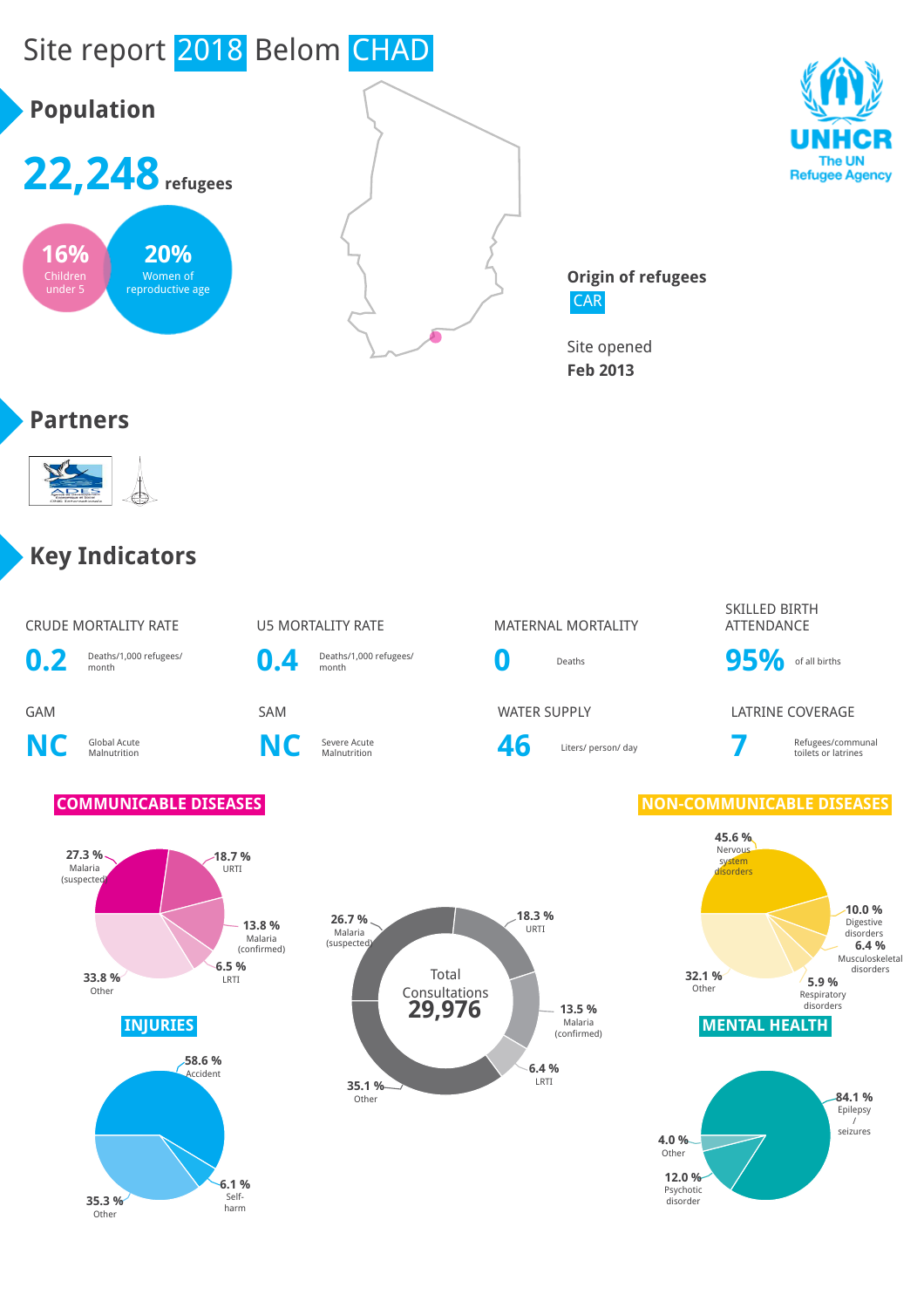# Site report 2018 Belom CHAD

## Population

**22,248** refugees

16% Children under 5

20% Women of reproductive age

**Origin of refugees**
CAR

Site opened
**Feb 2013**

## Partners

## Key Indicators

| CRUDE MORTALITY RATE | U5 MORTALITY RATE | MATERNAL MORTALITY | SKILLED BIRTH ATTENDANCE |
|---|---|---|---|
| **0.2** Deaths/1,000 refugees/ month | **0.4** Deaths/1,000 refugees/ month | **0** Deaths | **95%** of all births |

| GAM | SAM | WATER SUPPLY | LATRINE COVERAGE |
|---|---|---|---|
| **NC** Global Acute Malnutrition | **NC** Severe Acute Malnutrition | **46** Liters/ person/ day | **7** Refugees/communal toilets or latrines |

### COMMUNICABLE DISEASES

- 27.3 % Malaria (suspected)
- 18.7 % URTI
- 13.8 % Malaria (confirmed)
- 6.5 % LRTI
- 33.8 % Other

### Total Consultations 29,976

- 26.7 % Malaria (suspected)
- 18.3 % URTI
- 13.5 % Malaria (confirmed)
- 6.4 % LRTI
- 35.1 % Other

### NON-COMMUNICABLE DISEASES

- 45.6 % Nervous system disorders
- 10.0 % Digestive disorders
- 6.4 % Musculoskeletal disorders
- 5.9 % Respiratory disorders
- 32.1 % Other

### INJURIES

- 58.6 % Accident
- 6.1 % Self-harm
- 35.3 % Other

### MENTAL HEALTH

- 84.1 % Epilepsy / seizures
- 12.0 % Psychotic disorder
- 4.0 % Other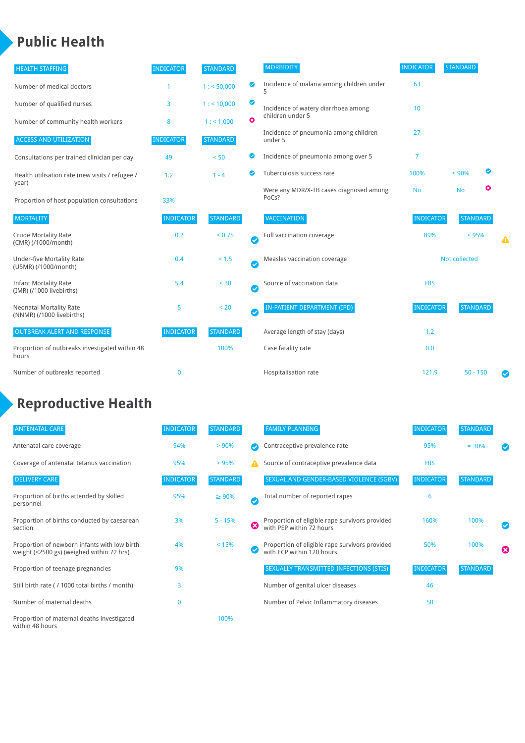# Public Health

| HEALTH STAFFING | INDICATOR | STANDARD | |
|---|---|---|---|
| Number of medical doctors | 1 | 1 : < 50,000 | ✓ |
| Number of qualified nurses | 3 | 1 : < 10,000 | ✓ |
| Number of community health workers | 8 | 1 : < 1,000 | ✗ |

| ACCESS AND UTILIZATION | INDICATOR | STANDARD | |
|---|---|---|---|
| Consultations per trained clinician per day | 49 | < 50 | ✓ |
| Health utilisation rate (new visits / refugee / year) | 1.2 | 1 - 4 | ✓ |
| Proportion of host population consultations | 33% | | |

| MORTALITY | INDICATOR | STANDARD | |
|---|---|---|---|
| Crude Mortality Rate (CMR) (/1000/month) | 0.2 | < 0.75 | ✓ |
| Under-five Mortality Rate (U5MR) (/1000/month) | 0.4 | < 1.5 | ✓ |
| Infant Mortality Rate (IMR) (/1000 livebirths) | 5.4 | < 30 | ✓ |
| Neonatal Mortality Rate (NNMR) (/1000 livebirths) | 5 | < 20 | ✓ |

| OUTBREAK ALERT AND RESPONSE | INDICATOR | STANDARD |
|---|---|---|
| Proportion of outbreaks investigated within 48 hours | | 100% |
| Number of outbreaks reported | 0 | |

| MORBIDITY | INDICATOR | STANDARD | |
|---|---|---|---|
| Incidence of malaria among children under 5 | 63 | | |
| Incidence of watery diarrhoea among children under 5 | 10 | | |
| Incidence of pneumonia among children under 5 | 27 | | |
| Incidence of pneumonia among over 5 | 7 | | |
| Tuberculosis success rate | 100% | < 90% | ✓ |
| Were any MDR/X-TB cases diagnosed among PoCs? | No | No | ✗ |

| VACCINATION | INDICATOR | STANDARD | |
|---|---|---|---|
| Full vaccination coverage | 89% | < 95% | ⚠ |
| Measles vaccination coverage | Not collected | | |
| Source of vaccination data | HIS | | |

| IN-PATIENT DEPARTMENT (IPD) | INDICATOR | STANDARD | |
|---|---|---|---|
| Average length of stay (days) | 1.2 | | |
| Case fatality rate | 0.0 | | |
| Hospitalisation rate | 121.9 | 50 - 150 | ✓ |

# Reproductive Health

| ANTENATAL CARE | INDICATOR | STANDARD | |
|---|---|---|---|
| Antenatal care coverage | 94% | > 90% | ✓ |
| Coverage of antenatal tetanus vaccination | 95% | > 95% | ⚠ |

| DELIVERY CARE | INDICATOR | STANDARD | |
|---|---|---|---|
| Proportion of births attended by skilled personnel | 95% | ≥ 90% | ✓ |
| Proportion of births conducted by caesarean section | 3% | 5 - 15% | ✗ |
| Proportion of newborn infants with low birth weight (<2500 gs) (weighed within 72 hrs) | 4% | < 15% | ✓ |
| Proportion of teenage pregnancies | 9% | | |
| Still birth rate ( / 1000 total births / month) | 3 | | |
| Number of maternal deaths | 0 | | |
| Proportion of maternal deaths investigated within 48 hours | | 100% | |

| FAMILY PLANNING | INDICATOR | STANDARD | |
|---|---|---|---|
| Contraceptive prevalence rate | 95% | ≥ 30% | ✓ |
| Source of contraceptive prevalence data | HIS | | |

| SEXUAL AND GENDER-BASED VIOLENCE (SGBV) | INDICATOR | STANDARD | |
|---|---|---|---|
| Total number of reported rapes | 6 | | |
| Proportion of eligible rape survivors provided with PEP within 72 hours | 160% | 100% | ✓ |
| Proportion of eligible rape survivors provided with ECP within 120 hours | 50% | 100% | ✗ |

| SEXUALLY TRANSMITTED INFECTIONS (STIS) | INDICATOR | STANDARD |
|---|---|---|
| Number of genital ulcer diseases | 46 | |
| Number of Pelvic Inflammatory diseases | 50 | |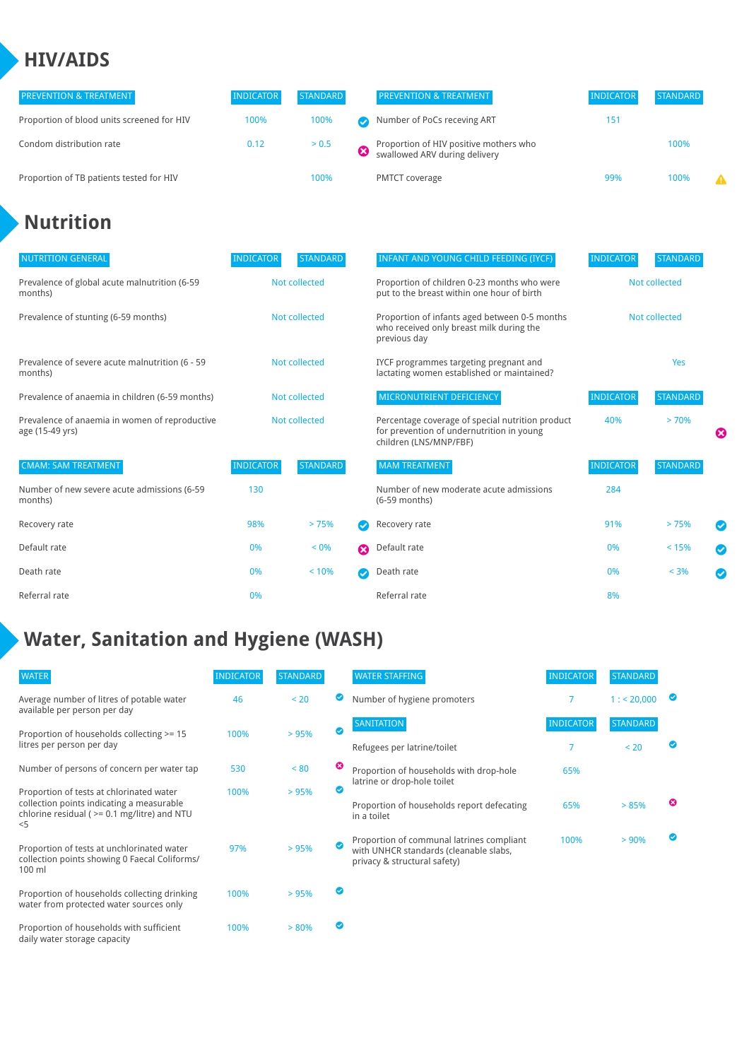# HIV/AIDS

| PREVENTION & TREATMENT | INDICATOR | STANDARD | |
|---|---|---|---|
| Proportion of blood units screened for HIV | 100% | 100% | ✔ |
| Condom distribution rate | 0.12 | > 0.5 | ✖ |
| Proportion of TB patients tested for HIV | | 100% | |

| PREVENTION & TREATMENT | INDICATOR | STANDARD | |
|---|---|---|---|
| Number of PoCs receving ART | 151 | | |
| Proportion of HIV positive mothers who swallowed ARV during delivery | | 100% | |
| PMTCT coverage | 99% | 100% | ⚠ |

# Nutrition

| NUTRITION GENERAL | INDICATOR | STANDARD |
|---|---|---|
| Prevalence of global acute malnutrition (6-59 months) | Not collected | |
| Prevalence of stunting (6-59 months) | Not collected | |
| Prevalence of severe acute malnutrition (6 - 59 months) | Not collected | |
| Prevalence of anaemia in children (6-59 months) | Not collected | |
| Prevalence of anaemia in women of reproductive age (15-49 yrs) | Not collected | |

| INFANT AND YOUNG CHILD FEEDING (IYCF) | INDICATOR | STANDARD | |
|---|---|---|---|
| Proportion of children 0-23 months who were put to the breast within one hour of birth | Not collected | | |
| Proportion of infants aged between 0-5 months who received only breast milk during the previous day | Not collected | | |
| IYCF programmes targeting pregnant and lactating women established or maintained? | | Yes | |

| MICRONUTRIENT DEFICIENCY | INDICATOR | STANDARD | |
|---|---|---|---|
| Percentage coverage of special nutrition product for prevention of undernutrition in young children (LNS/MNP/FBF) | 40% | > 70% | ✖ |

| CMAM: SAM TREATMENT | INDICATOR | STANDARD | |
|---|---|---|---|
| Number of new severe acute admissions (6-59 months) | 130 | | |
| Recovery rate | 98% | > 75% | ✔ |
| Default rate | 0% | < 0% | ✖ |
| Death rate | 0% | < 10% | ✔ |
| Referral rate | 0% | | |

| MAM TREATMENT | INDICATOR | STANDARD | |
|---|---|---|---|
| Number of new moderate acute admissions (6-59 months) | 284 | | |
| Recovery rate | 91% | > 75% | ✔ |
| Default rate | 0% | < 15% | ✔ |
| Death rate | 0% | < 3% | ✔ |
| Referral rate | 8% | | |

# Water, Sanitation and Hygiene (WASH)

| WATER | INDICATOR | STANDARD | |
|---|---|---|---|
| Average number of litres of potable water available per person per day | 46 | < 20 | ✔ |
| Proportion of households collecting >= 15 litres per person per day | 100% | > 95% | ✔ |
| Number of persons of concern per water tap | 530 | < 80 | ✖ |
| Proportion of tests at chlorinated water collection points indicating a measurable chlorine residual ( >= 0.1 mg/litre) and NTU <5 | 100% | > 95% | ✔ |
| Proportion of tests at unchlorinated water collection points showing 0 Faecal Coliforms/ 100 ml | 97% | > 95% | ✔ |
| Proportion of households collecting drinking water from protected water sources only | 100% | > 95% | ✔ |
| Proportion of households with sufficient daily water storage capacity | 100% | > 80% | ✔ |

| WATER STAFFING | INDICATOR | STANDARD | |
|---|---|---|---|
| Number of hygiene promoters | 7 | 1 : < 20,000 | ✔ |

| SANITATION | INDICATOR | STANDARD | |
|---|---|---|---|
| Refugees per latrine/toilet | 7 | < 20 | ✔ |
| Proportion of households with drop-hole latrine or drop-hole toilet | 65% | | |
| Proportion of households report defecating in a toilet | 65% | > 85% | ✖ |
| Proportion of communal latrines compliant with UNHCR standards (cleanable slabs, privacy & structural safety) | 100% | > 90% | ✔ |